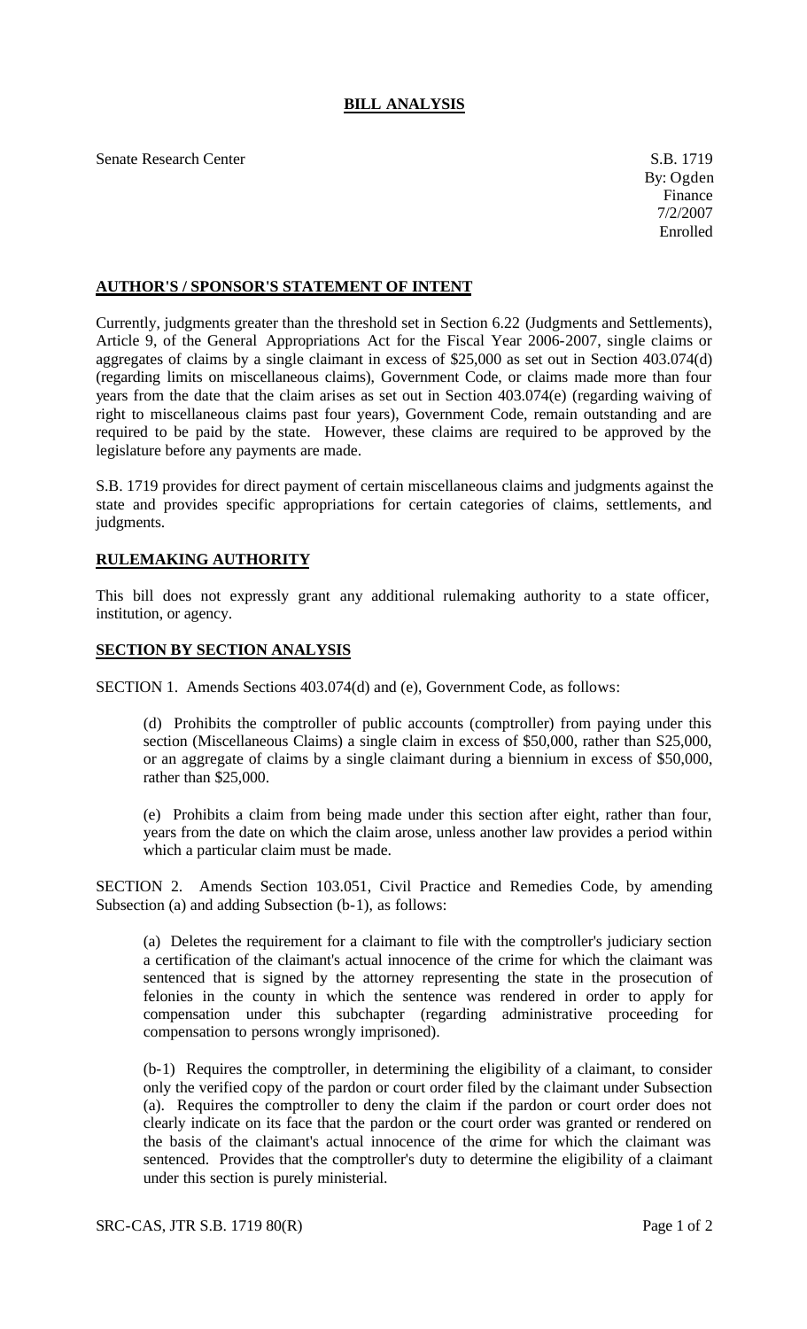# BILL ANALYSIS

Senate Research Center

S.B. 1719
By: Ogden
Finance
7/2/2007
Enrolled

## AUTHOR'S / SPONSOR'S STATEMENT OF INTENT

Currently, judgments greater than the threshold set in Section 6.22 (Judgments and Settlements), Article 9, of the General Appropriations Act for the Fiscal Year 2006-2007, single claims or aggregates of claims by a single claimant in excess of $25,000 as set out in Section 403.074(d) (regarding limits on miscellaneous claims), Government Code, or claims made more than four years from the date that the claim arises as set out in Section 403.074(e) (regarding waiving of right to miscellaneous claims past four years), Government Code, remain outstanding and are required to be paid by the state. However, these claims are required to be approved by the legislature before any payments are made.

S.B. 1719 provides for direct payment of certain miscellaneous claims and judgments against the state and provides specific appropriations for certain categories of claims, settlements, and judgments.

## RULEMAKING AUTHORITY

This bill does not expressly grant any additional rulemaking authority to a state officer, institution, or agency.

## SECTION BY SECTION ANALYSIS

SECTION 1. Amends Sections 403.074(d) and (e), Government Code, as follows:

(d) Prohibits the comptroller of public accounts (comptroller) from paying under this section (Miscellaneous Claims) a single claim in excess of $50,000, rather than S25,000, or an aggregate of claims by a single claimant during a biennium in excess of $50,000, rather than $25,000.

(e) Prohibits a claim from being made under this section after eight, rather than four, years from the date on which the claim arose, unless another law provides a period within which a particular claim must be made.

SECTION 2. Amends Section 103.051, Civil Practice and Remedies Code, by amending Subsection (a) and adding Subsection (b-1), as follows:

(a) Deletes the requirement for a claimant to file with the comptroller's judiciary section a certification of the claimant's actual innocence of the crime for which the claimant was sentenced that is signed by the attorney representing the state in the prosecution of felonies in the county in which the sentence was rendered in order to apply for compensation under this subchapter (regarding administrative proceeding for compensation to persons wrongly imprisoned).

(b-1) Requires the comptroller, in determining the eligibility of a claimant, to consider only the verified copy of the pardon or court order filed by the claimant under Subsection (a). Requires the comptroller to deny the claim if the pardon or court order does not clearly indicate on its face that the pardon or the court order was granted or rendered on the basis of the claimant's actual innocence of the crime for which the claimant was sentenced. Provides that the comptroller's duty to determine the eligibility of a claimant under this section is purely ministerial.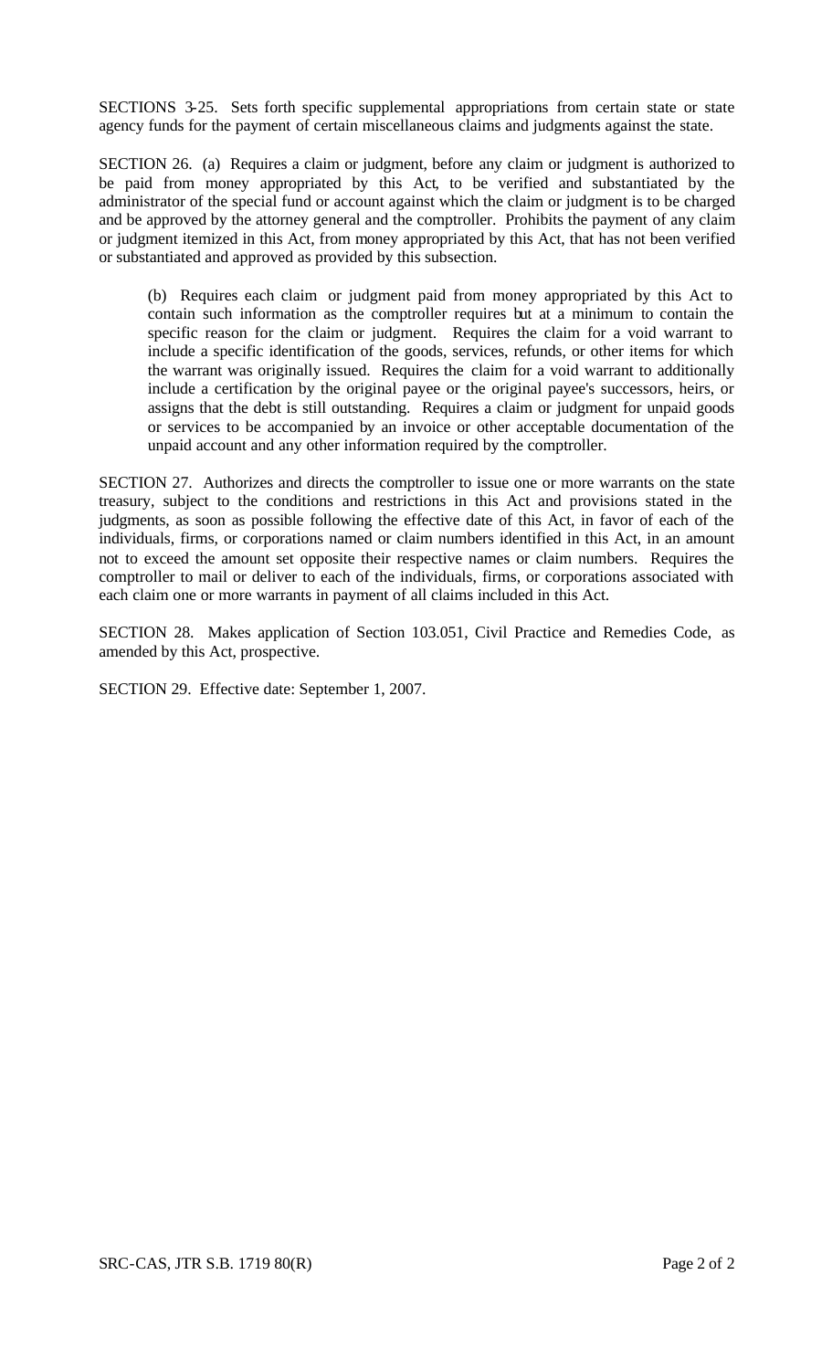SECTIONS 3-25. Sets forth specific supplemental appropriations from certain state or state agency funds for the payment of certain miscellaneous claims and judgments against the state.

SECTION 26. (a) Requires a claim or judgment, before any claim or judgment is authorized to be paid from money appropriated by this Act, to be verified and substantiated by the administrator of the special fund or account against which the claim or judgment is to be charged and be approved by the attorney general and the comptroller. Prohibits the payment of any claim or judgment itemized in this Act, from money appropriated by this Act, that has not been verified or substantiated and approved as provided by this subsection.

(b) Requires each claim or judgment paid from money appropriated by this Act to contain such information as the comptroller requires but at a minimum to contain the specific reason for the claim or judgment. Requires the claim for a void warrant to include a specific identification of the goods, services, refunds, or other items for which the warrant was originally issued. Requires the claim for a void warrant to additionally include a certification by the original payee or the original payee's successors, heirs, or assigns that the debt is still outstanding. Requires a claim or judgment for unpaid goods or services to be accompanied by an invoice or other acceptable documentation of the unpaid account and any other information required by the comptroller.

SECTION 27. Authorizes and directs the comptroller to issue one or more warrants on the state treasury, subject to the conditions and restrictions in this Act and provisions stated in the judgments, as soon as possible following the effective date of this Act, in favor of each of the individuals, firms, or corporations named or claim numbers identified in this Act, in an amount not to exceed the amount set opposite their respective names or claim numbers. Requires the comptroller to mail or deliver to each of the individuals, firms, or corporations associated with each claim one or more warrants in payment of all claims included in this Act.

SECTION 28. Makes application of Section 103.051, Civil Practice and Remedies Code, as amended by this Act, prospective.

SECTION 29. Effective date: September 1, 2007.